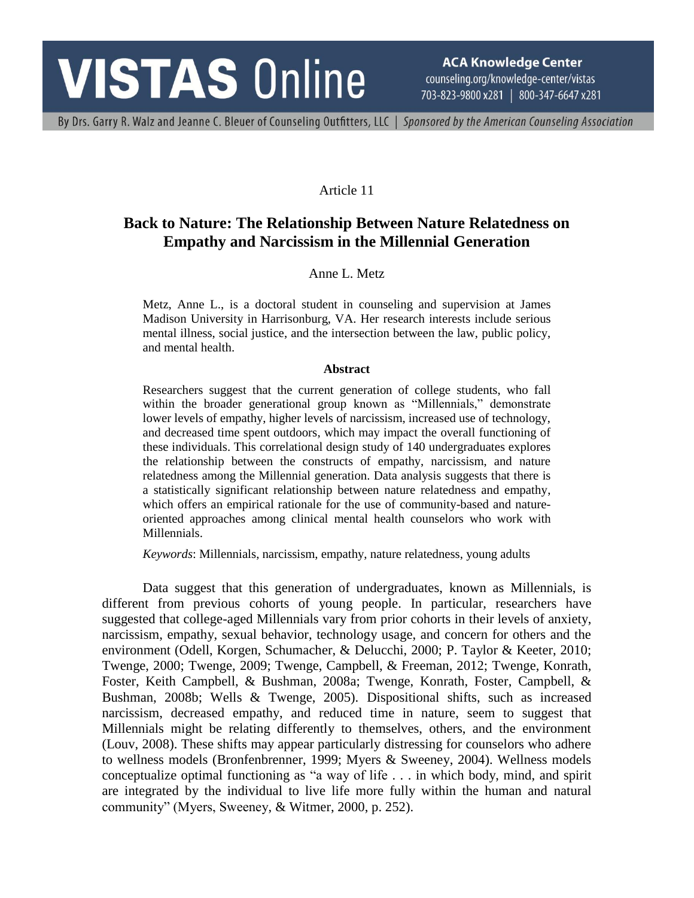Article 11

# Back to Nature: The Relationship Between Nature Relatedness on Empathy and Narcissism in the Millennial Generation

Anne L. Metz

Metz, Anne L., is a doctoral student in counseling and supervision at James Madison University in Harrisonburg, VA. Her research interests include serious mental illness, social justice, and the intersection between the law, public policy, and mental health.

**Abstract**

Researchers suggest that the current generation of college students, who fall within the broader generational group known as "Millennials," demonstrate lower levels of empathy, higher levels of narcissism, increased use of technology, and decreased time spent outdoors, which may impact the overall functioning of these individuals. This correlational design study of 140 undergraduates explores the relationship between the constructs of empathy, narcissism, and nature relatedness among the Millennial generation. Data analysis suggests that there is a statistically significant relationship between nature relatedness and empathy, which offers an empirical rationale for the use of community-based and nature-oriented approaches among clinical mental health counselors who work with Millennials.

*Keywords*: Millennials, narcissism, empathy, nature relatedness, young adults

Data suggest that this generation of undergraduates, known as Millennials, is different from previous cohorts of young people. In particular, researchers have suggested that college-aged Millennials vary from prior cohorts in their levels of anxiety, narcissism, empathy, sexual behavior, technology usage, and concern for others and the environment (Odell, Korgen, Schumacher, & Delucchi, 2000; P. Taylor & Keeter, 2010; Twenge, 2000; Twenge, 2009; Twenge, Campbell, & Freeman, 2012; Twenge, Konrath, Foster, Keith Campbell, & Bushman, 2008a; Twenge, Konrath, Foster, Campbell, & Bushman, 2008b; Wells & Twenge, 2005). Dispositional shifts, such as increased narcissism, decreased empathy, and reduced time in nature, seem to suggest that Millennials might be relating differently to themselves, others, and the environment (Louv, 2008). These shifts may appear particularly distressing for counselors who adhere to wellness models (Bronfenbrenner, 1999; Myers & Sweeney, 2004). Wellness models conceptualize optimal functioning as "a way of life . . . in which body, mind, and spirit are integrated by the individual to live life more fully within the human and natural community" (Myers, Sweeney, & Witmer, 2000, p. 252).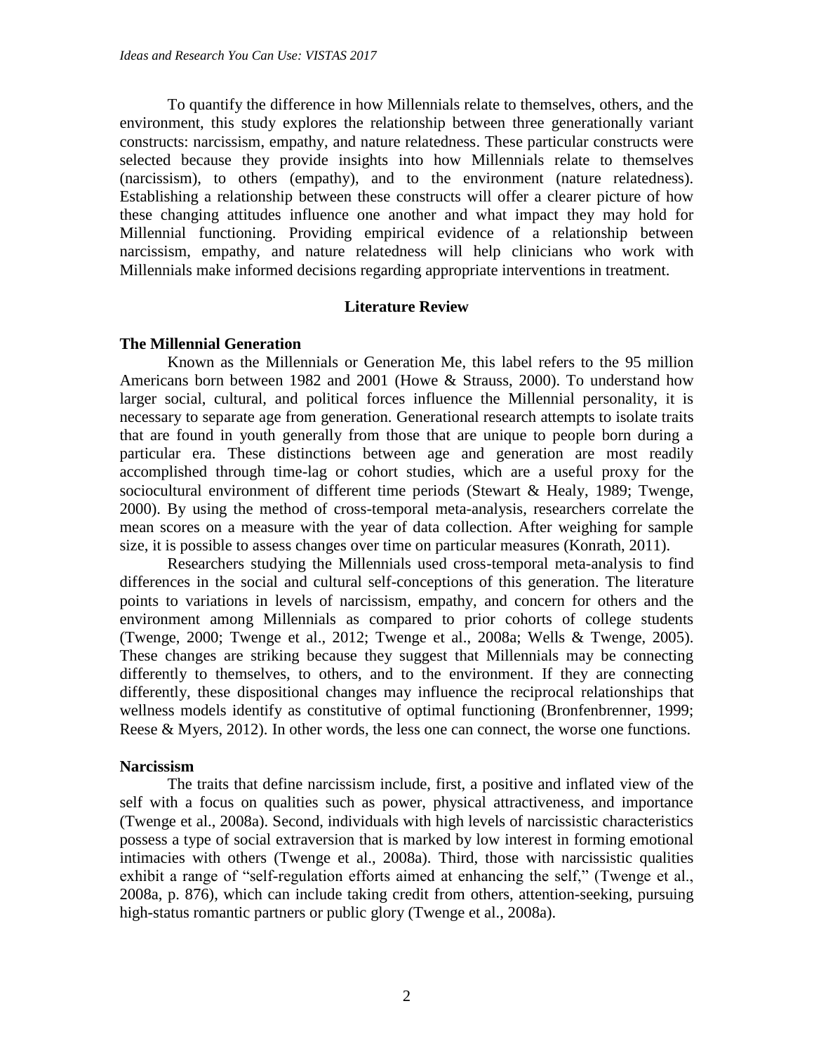To quantify the difference in how Millennials relate to themselves, others, and the environment, this study explores the relationship between three generationally variant constructs: narcissism, empathy, and nature relatedness. These particular constructs were selected because they provide insights into how Millennials relate to themselves (narcissism), to others (empathy), and to the environment (nature relatedness). Establishing a relationship between these constructs will offer a clearer picture of how these changing attitudes influence one another and what impact they may hold for Millennial functioning. Providing empirical evidence of a relationship between narcissism, empathy, and nature relatedness will help clinicians who work with Millennials make informed decisions regarding appropriate interventions in treatment.

## Literature Review

### The Millennial Generation

Known as the Millennials or Generation Me, this label refers to the 95 million Americans born between 1982 and 2001 (Howe & Strauss, 2000). To understand how larger social, cultural, and political forces influence the Millennial personality, it is necessary to separate age from generation. Generational research attempts to isolate traits that are found in youth generally from those that are unique to people born during a particular era. These distinctions between age and generation are most readily accomplished through time-lag or cohort studies, which are a useful proxy for the sociocultural environment of different time periods (Stewart & Healy, 1989; Twenge, 2000). By using the method of cross-temporal meta-analysis, researchers correlate the mean scores on a measure with the year of data collection. After weighing for sample size, it is possible to assess changes over time on particular measures (Konrath, 2011).

Researchers studying the Millennials used cross-temporal meta-analysis to find differences in the social and cultural self-conceptions of this generation. The literature points to variations in levels of narcissism, empathy, and concern for others and the environment among Millennials as compared to prior cohorts of college students (Twenge, 2000; Twenge et al., 2012; Twenge et al., 2008a; Wells & Twenge, 2005). These changes are striking because they suggest that Millennials may be connecting differently to themselves, to others, and to the environment. If they are connecting differently, these dispositional changes may influence the reciprocal relationships that wellness models identify as constitutive of optimal functioning (Bronfenbrenner, 1999; Reese & Myers, 2012). In other words, the less one can connect, the worse one functions.

### Narcissism

The traits that define narcissism include, first, a positive and inflated view of the self with a focus on qualities such as power, physical attractiveness, and importance (Twenge et al., 2008a). Second, individuals with high levels of narcissistic characteristics possess a type of social extraversion that is marked by low interest in forming emotional intimacies with others (Twenge et al., 2008a). Third, those with narcissistic qualities exhibit a range of "self-regulation efforts aimed at enhancing the self," (Twenge et al., 2008a, p. 876), which can include taking credit from others, attention-seeking, pursuing high-status romantic partners or public glory (Twenge et al., 2008a).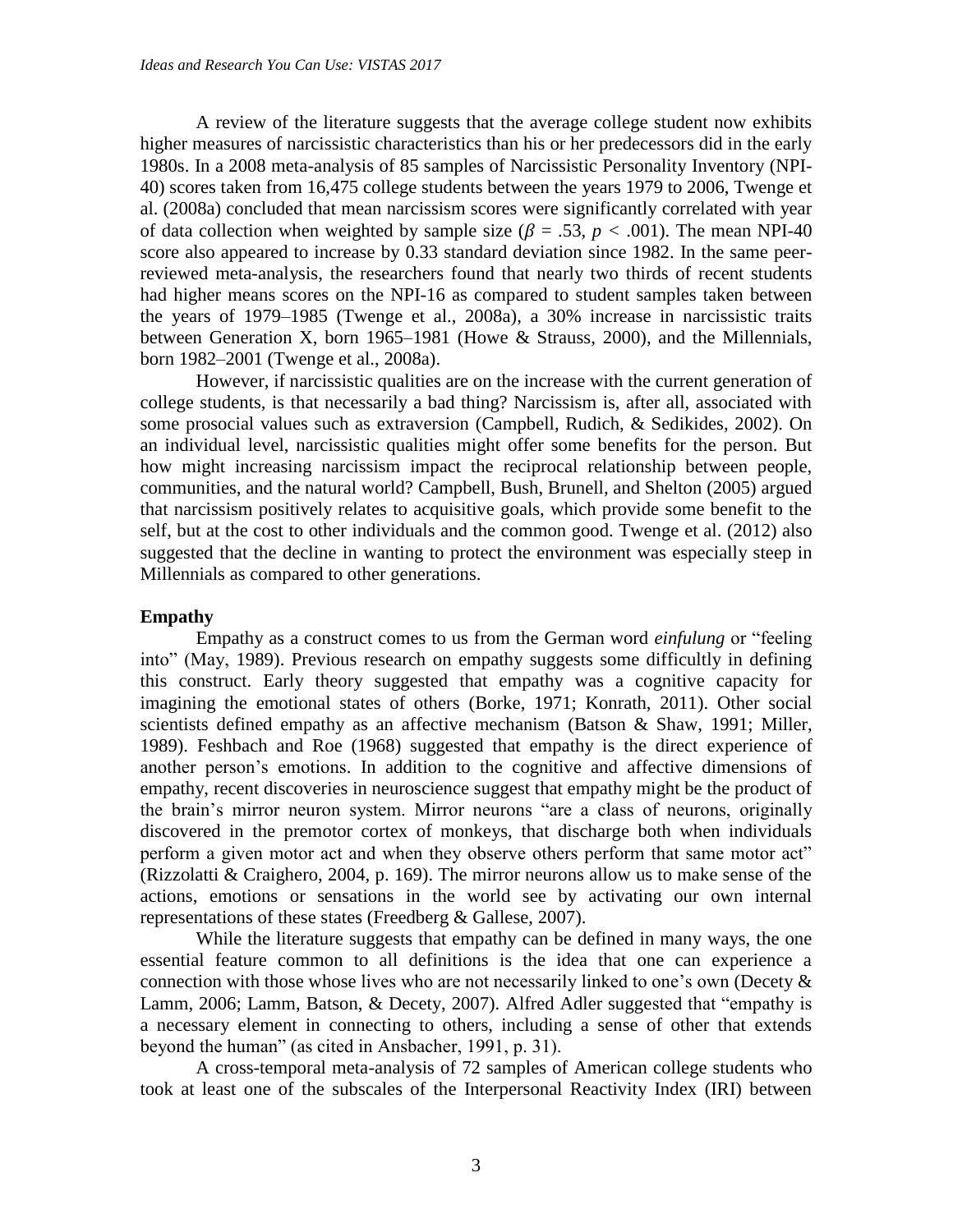A review of the literature suggests that the average college student now exhibits higher measures of narcissistic characteristics than his or her predecessors did in the early 1980s. In a 2008 meta-analysis of 85 samples of Narcissistic Personality Inventory (NPI-40) scores taken from 16,475 college students between the years 1979 to 2006, Twenge et al. (2008a) concluded that mean narcissism scores were significantly correlated with year of data collection when weighted by sample size ($\beta$ = .53, $p$ < .001). The mean NPI-40 score also appeared to increase by 0.33 standard deviation since 1982. In the same peer-reviewed meta-analysis, the researchers found that nearly two thirds of recent students had higher means scores on the NPI-16 as compared to student samples taken between the years of 1979–1985 (Twenge et al., 2008a), a 30% increase in narcissistic traits between Generation X, born 1965–1981 (Howe & Strauss, 2000), and the Millennials, born 1982–2001 (Twenge et al., 2008a).

However, if narcissistic qualities are on the increase with the current generation of college students, is that necessarily a bad thing? Narcissism is, after all, associated with some prosocial values such as extraversion (Campbell, Rudich, & Sedikides, 2002). On an individual level, narcissistic qualities might offer some benefits for the person. But how might increasing narcissism impact the reciprocal relationship between people, communities, and the natural world? Campbell, Bush, Brunell, and Shelton (2005) argued that narcissism positively relates to acquisitive goals, which provide some benefit to the self, but at the cost to other individuals and the common good. Twenge et al. (2012) also suggested that the decline in wanting to protect the environment was especially steep in Millennials as compared to other generations.

## Empathy

Empathy as a construct comes to us from the German word *einfulung* or "feeling into" (May, 1989). Previous research on empathy suggests some difficultly in defining this construct. Early theory suggested that empathy was a cognitive capacity for imagining the emotional states of others (Borke, 1971; Konrath, 2011). Other social scientists defined empathy as an affective mechanism (Batson & Shaw, 1991; Miller, 1989). Feshbach and Roe (1968) suggested that empathy is the direct experience of another person's emotions. In addition to the cognitive and affective dimensions of empathy, recent discoveries in neuroscience suggest that empathy might be the product of the brain's mirror neuron system. Mirror neurons "are a class of neurons, originally discovered in the premotor cortex of monkeys, that discharge both when individuals perform a given motor act and when they observe others perform that same motor act" (Rizzolatti & Craighero, 2004, p. 169). The mirror neurons allow us to make sense of the actions, emotions or sensations in the world see by activating our own internal representations of these states (Freedberg & Gallese, 2007).

While the literature suggests that empathy can be defined in many ways, the one essential feature common to all definitions is the idea that one can experience a connection with those whose lives who are not necessarily linked to one's own (Decety & Lamm, 2006; Lamm, Batson, & Decety, 2007). Alfred Adler suggested that "empathy is a necessary element in connecting to others, including a sense of other that extends beyond the human" (as cited in Ansbacher, 1991, p. 31).

A cross-temporal meta-analysis of 72 samples of American college students who took at least one of the subscales of the Interpersonal Reactivity Index (IRI) between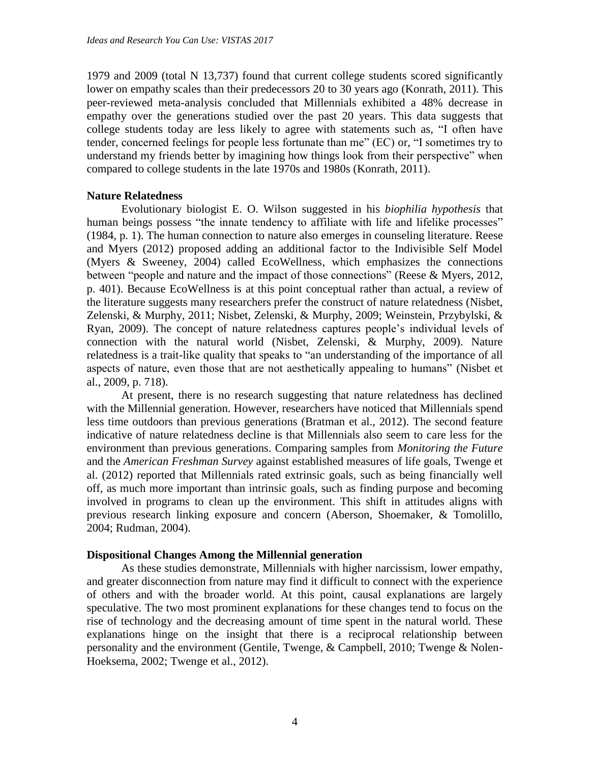1979 and 2009 (total N 13,737) found that current college students scored significantly lower on empathy scales than their predecessors 20 to 30 years ago (Konrath, 2011). This peer-reviewed meta-analysis concluded that Millennials exhibited a 48% decrease in empathy over the generations studied over the past 20 years. This data suggests that college students today are less likely to agree with statements such as, "I often have tender, concerned feelings for people less fortunate than me" (EC) or, "I sometimes try to understand my friends better by imagining how things look from their perspective" when compared to college students in the late 1970s and 1980s (Konrath, 2011).

**Nature Relatedness**

Evolutionary biologist E. O. Wilson suggested in his *biophilia hypothesis* that human beings possess "the innate tendency to affiliate with life and lifelike processes" (1984, p. 1). The human connection to nature also emerges in counseling literature. Reese and Myers (2012) proposed adding an additional factor to the Indivisible Self Model (Myers & Sweeney, 2004) called EcoWellness, which emphasizes the connections between "people and nature and the impact of those connections" (Reese & Myers, 2012, p. 401). Because EcoWellness is at this point conceptual rather than actual, a review of the literature suggests many researchers prefer the construct of nature relatedness (Nisbet, Zelenski, & Murphy, 2011; Nisbet, Zelenski, & Murphy, 2009; Weinstein, Przybylski, & Ryan, 2009). The concept of nature relatedness captures people's individual levels of connection with the natural world (Nisbet, Zelenski, & Murphy, 2009). Nature relatedness is a trait-like quality that speaks to "an understanding of the importance of all aspects of nature, even those that are not aesthetically appealing to humans" (Nisbet et al., 2009, p. 718).

At present, there is no research suggesting that nature relatedness has declined with the Millennial generation. However, researchers have noticed that Millennials spend less time outdoors than previous generations (Bratman et al., 2012). The second feature indicative of nature relatedness decline is that Millennials also seem to care less for the environment than previous generations. Comparing samples from *Monitoring the Future* and the *American Freshman Survey* against established measures of life goals, Twenge et al. (2012) reported that Millennials rated extrinsic goals, such as being financially well off, as much more important than intrinsic goals, such as finding purpose and becoming involved in programs to clean up the environment. This shift in attitudes aligns with previous research linking exposure and concern (Aberson, Shoemaker, & Tomolillo, 2004; Rudman, 2004).

**Dispositional Changes Among the Millennial generation**

As these studies demonstrate, Millennials with higher narcissism, lower empathy, and greater disconnection from nature may find it difficult to connect with the experience of others and with the broader world. At this point, causal explanations are largely speculative. The two most prominent explanations for these changes tend to focus on the rise of technology and the decreasing amount of time spent in the natural world. These explanations hinge on the insight that there is a reciprocal relationship between personality and the environment (Gentile, Twenge, & Campbell, 2010; Twenge & Nolen-Hoeksema, 2002; Twenge et al., 2012).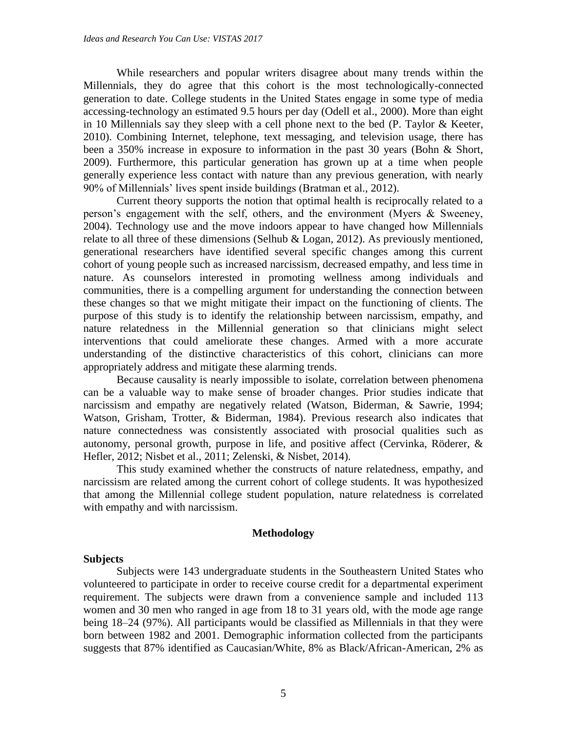While researchers and popular writers disagree about many trends within the Millennials, they do agree that this cohort is the most technologically-connected generation to date. College students in the United States engage in some type of media accessing-technology an estimated 9.5 hours per day (Odell et al., 2000). More than eight in 10 Millennials say they sleep with a cell phone next to the bed (P. Taylor & Keeter, 2010). Combining Internet, telephone, text messaging, and television usage, there has been a 350% increase in exposure to information in the past 30 years (Bohn & Short, 2009). Furthermore, this particular generation has grown up at a time when people generally experience less contact with nature than any previous generation, with nearly 90% of Millennials' lives spent inside buildings (Bratman et al., 2012).

Current theory supports the notion that optimal health is reciprocally related to a person's engagement with the self, others, and the environment (Myers & Sweeney, 2004). Technology use and the move indoors appear to have changed how Millennials relate to all three of these dimensions (Selhub & Logan, 2012). As previously mentioned, generational researchers have identified several specific changes among this current cohort of young people such as increased narcissism, decreased empathy, and less time in nature. As counselors interested in promoting wellness among individuals and communities, there is a compelling argument for understanding the connection between these changes so that we might mitigate their impact on the functioning of clients. The purpose of this study is to identify the relationship between narcissism, empathy, and nature relatedness in the Millennial generation so that clinicians might select interventions that could ameliorate these changes. Armed with a more accurate understanding of the distinctive characteristics of this cohort, clinicians can more appropriately address and mitigate these alarming trends.

Because causality is nearly impossible to isolate, correlation between phenomena can be a valuable way to make sense of broader changes. Prior studies indicate that narcissism and empathy are negatively related (Watson, Biderman, & Sawrie, 1994; Watson, Grisham, Trotter, & Biderman, 1984). Previous research also indicates that nature connectedness was consistently associated with prosocial qualities such as autonomy, personal growth, purpose in life, and positive affect (Cervinka, Röderer, & Hefler, 2012; Nisbet et al., 2011; Zelenski, & Nisbet, 2014).

This study examined whether the constructs of nature relatedness, empathy, and narcissism are related among the current cohort of college students. It was hypothesized that among the Millennial college student population, nature relatedness is correlated with empathy and with narcissism.

## Methodology

### Subjects

Subjects were 143 undergraduate students in the Southeastern United States who volunteered to participate in order to receive course credit for a departmental experiment requirement. The subjects were drawn from a convenience sample and included 113 women and 30 men who ranged in age from 18 to 31 years old, with the mode age range being 18–24 (97%). All participants would be classified as Millennials in that they were born between 1982 and 2001. Demographic information collected from the participants suggests that 87% identified as Caucasian/White, 8% as Black/African-American, 2% as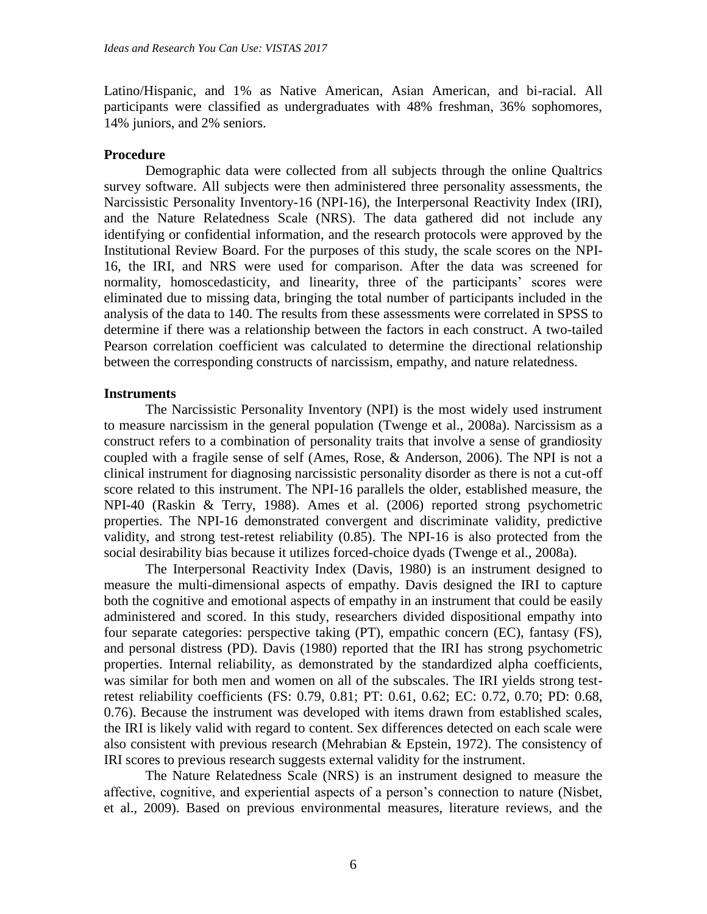Latino/Hispanic, and 1% as Native American, Asian American, and bi-racial. All participants were classified as undergraduates with 48% freshman, 36% sophomores, 14% juniors, and 2% seniors.

### Procedure

Demographic data were collected from all subjects through the online Qualtrics survey software. All subjects were then administered three personality assessments, the Narcissistic Personality Inventory-16 (NPI-16), the Interpersonal Reactivity Index (IRI), and the Nature Relatedness Scale (NRS). The data gathered did not include any identifying or confidential information, and the research protocols were approved by the Institutional Review Board. For the purposes of this study, the scale scores on the NPI-16, the IRI, and NRS were used for comparison. After the data was screened for normality, homoscedasticity, and linearity, three of the participants' scores were eliminated due to missing data, bringing the total number of participants included in the analysis of the data to 140. The results from these assessments were correlated in SPSS to determine if there was a relationship between the factors in each construct. A two-tailed Pearson correlation coefficient was calculated to determine the directional relationship between the corresponding constructs of narcissism, empathy, and nature relatedness.

### Instruments

The Narcissistic Personality Inventory (NPI) is the most widely used instrument to measure narcissism in the general population (Twenge et al., 2008a). Narcissism as a construct refers to a combination of personality traits that involve a sense of grandiosity coupled with a fragile sense of self (Ames, Rose, & Anderson, 2006). The NPI is not a clinical instrument for diagnosing narcissistic personality disorder as there is not a cut-off score related to this instrument. The NPI-16 parallels the older, established measure, the NPI-40 (Raskin & Terry, 1988). Ames et al. (2006) reported strong psychometric properties. The NPI-16 demonstrated convergent and discriminate validity, predictive validity, and strong test-retest reliability (0.85). The NPI-16 is also protected from the social desirability bias because it utilizes forced-choice dyads (Twenge et al., 2008a).

The Interpersonal Reactivity Index (Davis, 1980) is an instrument designed to measure the multi-dimensional aspects of empathy. Davis designed the IRI to capture both the cognitive and emotional aspects of empathy in an instrument that could be easily administered and scored. In this study, researchers divided dispositional empathy into four separate categories: perspective taking (PT), empathic concern (EC), fantasy (FS), and personal distress (PD). Davis (1980) reported that the IRI has strong psychometric properties. Internal reliability, as demonstrated by the standardized alpha coefficients, was similar for both men and women on all of the subscales. The IRI yields strong test-retest reliability coefficients (FS: 0.79, 0.81; PT: 0.61, 0.62; EC: 0.72, 0.70; PD: 0.68, 0.76). Because the instrument was developed with items drawn from established scales, the IRI is likely valid with regard to content. Sex differences detected on each scale were also consistent with previous research (Mehrabian & Epstein, 1972). The consistency of IRI scores to previous research suggests external validity for the instrument.

The Nature Relatedness Scale (NRS) is an instrument designed to measure the affective, cognitive, and experiential aspects of a person's connection to nature (Nisbet, et al., 2009). Based on previous environmental measures, literature reviews, and the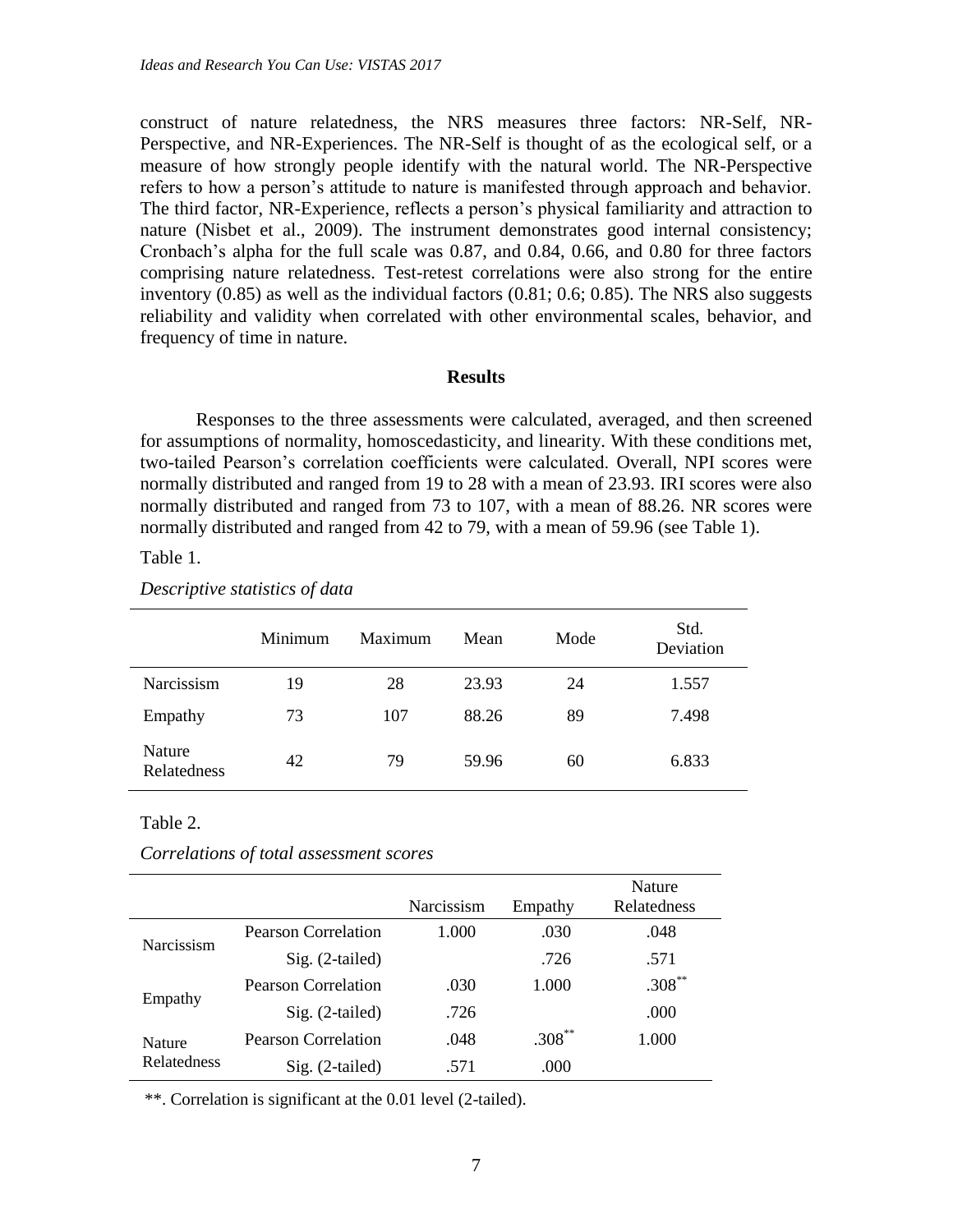construct of nature relatedness, the NRS measures three factors: NR-Self, NR-Perspective, and NR-Experiences. The NR-Self is thought of as the ecological self, or a measure of how strongly people identify with the natural world. The NR-Perspective refers to how a person's attitude to nature is manifested through approach and behavior. The third factor, NR-Experience, reflects a person's physical familiarity and attraction to nature (Nisbet et al., 2009). The instrument demonstrates good internal consistency; Cronbach's alpha for the full scale was 0.87, and 0.84, 0.66, and 0.80 for three factors comprising nature relatedness. Test-retest correlations were also strong for the entire inventory (0.85) as well as the individual factors (0.81; 0.6; 0.85). The NRS also suggests reliability and validity when correlated with other environmental scales, behavior, and frequency of time in nature.

## Results

Responses to the three assessments were calculated, averaged, and then screened for assumptions of normality, homoscedasticity, and linearity. With these conditions met, two-tailed Pearson's correlation coefficients were calculated. Overall, NPI scores were normally distributed and ranged from 19 to 28 with a mean of 23.93. IRI scores were also normally distributed and ranged from 73 to 107, with a mean of 88.26. NR scores were normally distributed and ranged from 42 to 79, with a mean of 59.96 (see Table 1).

Table 1.

*Descriptive statistics of data*

| | Minimum | Maximum | Mean | Mode | Std. Deviation |
|---|---|---|---|---|---|
| Narcissism | 19 | 28 | 23.93 | 24 | 1.557 |
| Empathy | 73 | 107 | 88.26 | 89 | 7.498 |
| Nature Relatedness | 42 | 79 | 59.96 | 60 | 6.833 |

Table 2.

*Correlations of total assessment scores*

| | | Narcissism | Empathy | Nature Relatedness |
|---|---|---|---|---|
| Narcissism | Pearson Correlation | 1.000 | .030 | .048 |
| | Sig. (2-tailed) | | .726 | .571 |
| Empathy | Pearson Correlation | .030 | 1.000 | .308** |
| | Sig. (2-tailed) | .726 | | .000 |
| Nature Relatedness | Pearson Correlation | .048 | .308** | 1.000 |
| | Sig. (2-tailed) | .571 | .000 | |

**. Correlation is significant at the 0.01 level (2-tailed).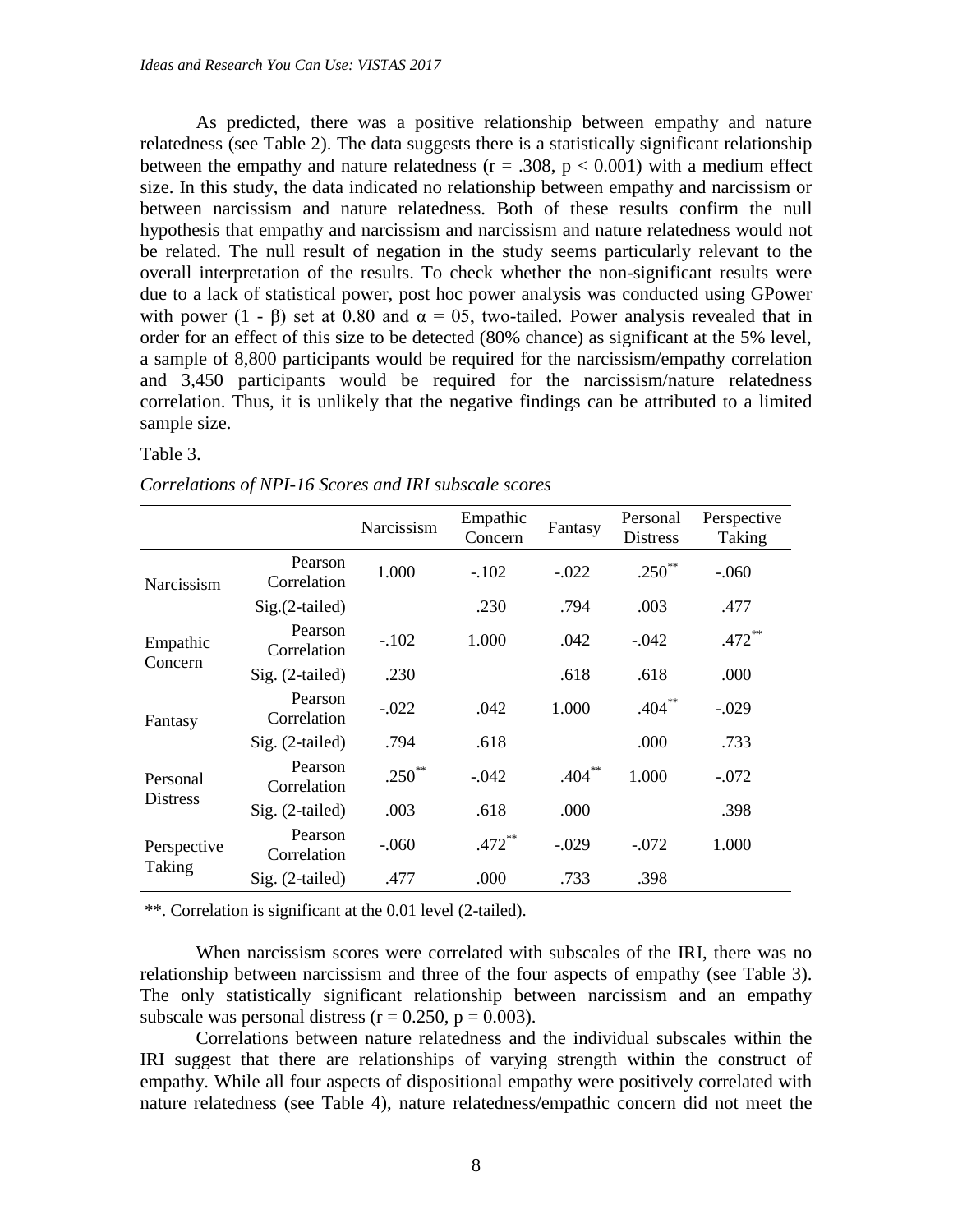As predicted, there was a positive relationship between empathy and nature relatedness (see Table 2). The data suggests there is a statistically significant relationship between the empathy and nature relatedness ($r = .308$, $p < 0.001$) with a medium effect size. In this study, the data indicated no relationship between empathy and narcissism or between narcissism and nature relatedness. Both of these results confirm the null hypothesis that empathy and narcissism and narcissism and nature relatedness would not be related. The null result of negation in the study seems particularly relevant to the overall interpretation of the results. To check whether the non-significant results were due to a lack of statistical power, post hoc power analysis was conducted using GPower with power ($1 - \beta$) set at 0.80 and $\alpha = 05$, two-tailed. Power analysis revealed that in order for an effect of this size to be detected (80% chance) as significant at the 5% level, a sample of 8,800 participants would be required for the narcissism/empathy correlation and 3,450 participants would be required for the narcissism/nature relatedness correlation. Thus, it is unlikely that the negative findings can be attributed to a limited sample size.

Table 3.

*Correlations of NPI-16 Scores and IRI subscale scores*

| | | Narcissism | Empathic Concern | Fantasy | Personal Distress | Perspective Taking |
|---|---|---|---|---|---|---|
| Narcissism | Pearson Correlation | 1.000 | -.102 | -.022 | .250** | -.060 |
| | Sig.(2-tailed) | | .230 | .794 | .003 | .477 |
| Empathic Concern | Pearson Correlation | -.102 | 1.000 | .042 | -.042 | .472** |
| | Sig. (2-tailed) | .230 | | .618 | .618 | .000 |
| Fantasy | Pearson Correlation | -.022 | .042 | 1.000 | .404** | -.029 |
| | Sig. (2-tailed) | .794 | .618 | | .000 | .733 |
| Personal Distress | Pearson Correlation | .250** | -.042 | .404** | 1.000 | -.072 |
| | Sig. (2-tailed) | .003 | .618 | .000 | | .398 |
| Perspective Taking | Pearson Correlation | -.060 | .472** | -.029 | -.072 | 1.000 |
| | Sig. (2-tailed) | .477 | .000 | .733 | .398 | |

**. Correlation is significant at the 0.01 level (2-tailed).

When narcissism scores were correlated with subscales of the IRI, there was no relationship between narcissism and three of the four aspects of empathy (see Table 3). The only statistically significant relationship between narcissism and an empathy subscale was personal distress ($r = 0.250$, $p = 0.003$).

Correlations between nature relatedness and the individual subscales within the IRI suggest that there are relationships of varying strength within the construct of empathy. While all four aspects of dispositional empathy were positively correlated with nature relatedness (see Table 4), nature relatedness/empathic concern did not meet the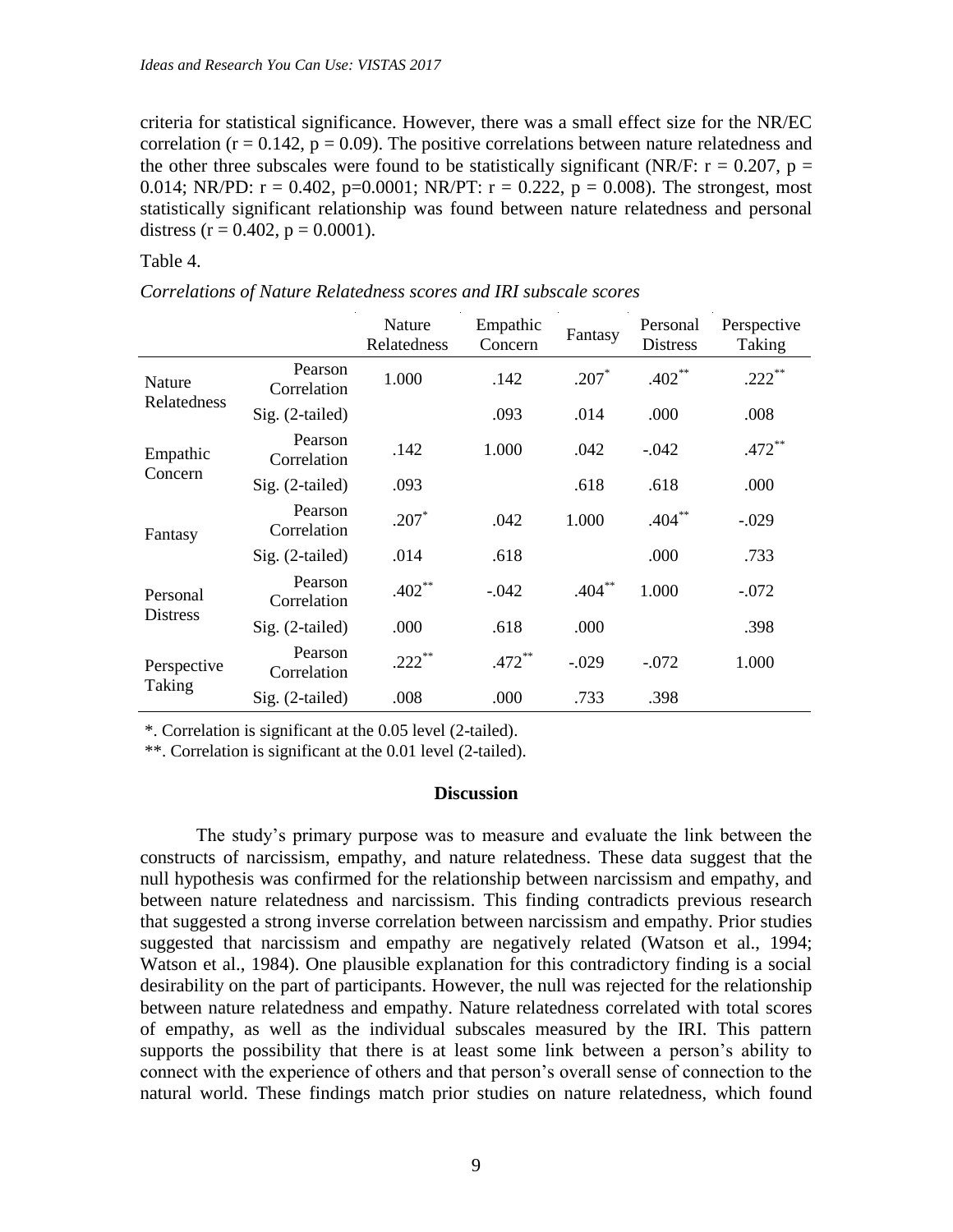criteria for statistical significance. However, there was a small effect size for the NR/EC correlation ($r = 0.142$, $p = 0.09$). The positive correlations between nature relatedness and the other three subscales were found to be statistically significant (NR/F: $r = 0.207$, $p = 0.014$; NR/PD: $r = 0.402$, $p=0.0001$; NR/PT: $r = 0.222$, $p = 0.008$). The strongest, most statistically significant relationship was found between nature relatedness and personal distress ($r = 0.402$, $p = 0.0001$).

Table 4.

*Correlations of Nature Relatedness scores and IRI subscale scores*

| | | Nature Relatedness | Empathic Concern | Fantasy | Personal Distress | Perspective Taking |
|---|---|---|---|---|---|---|
| Nature Relatedness | Pearson Correlation | 1.000 | .142 | .207* | .402** | .222** |
| | Sig. (2-tailed) | | .093 | .014 | .000 | .008 |
| Empathic Concern | Pearson Correlation | .142 | 1.000 | .042 | -.042 | .472** |
| | Sig. (2-tailed) | .093 | | .618 | .618 | .000 |
| Fantasy | Pearson Correlation | .207* | .042 | 1.000 | .404** | -.029 |
| | Sig. (2-tailed) | .014 | .618 | | .000 | .733 |
| Personal Distress | Pearson Correlation | .402** | -.042 | .404** | 1.000 | -.072 |
| | Sig. (2-tailed) | .000 | .618 | .000 | | .398 |
| Perspective Taking | Pearson Correlation | .222** | .472** | -.029 | -.072 | 1.000 |
| | Sig. (2-tailed) | .008 | .000 | .733 | .398 | |

*. Correlation is significant at the 0.05 level (2-tailed).

**. Correlation is significant at the 0.01 level (2-tailed).

## Discussion

The study's primary purpose was to measure and evaluate the link between the constructs of narcissism, empathy, and nature relatedness. These data suggest that the null hypothesis was confirmed for the relationship between narcissism and empathy, and between nature relatedness and narcissism. This finding contradicts previous research that suggested a strong inverse correlation between narcissism and empathy. Prior studies suggested that narcissism and empathy are negatively related (Watson et al., 1994; Watson et al., 1984). One plausible explanation for this contradictory finding is a social desirability on the part of participants. However, the null was rejected for the relationship between nature relatedness and empathy. Nature relatedness correlated with total scores of empathy, as well as the individual subscales measured by the IRI. This pattern supports the possibility that there is at least some link between a person's ability to connect with the experience of others and that person's overall sense of connection to the natural world. These findings match prior studies on nature relatedness, which found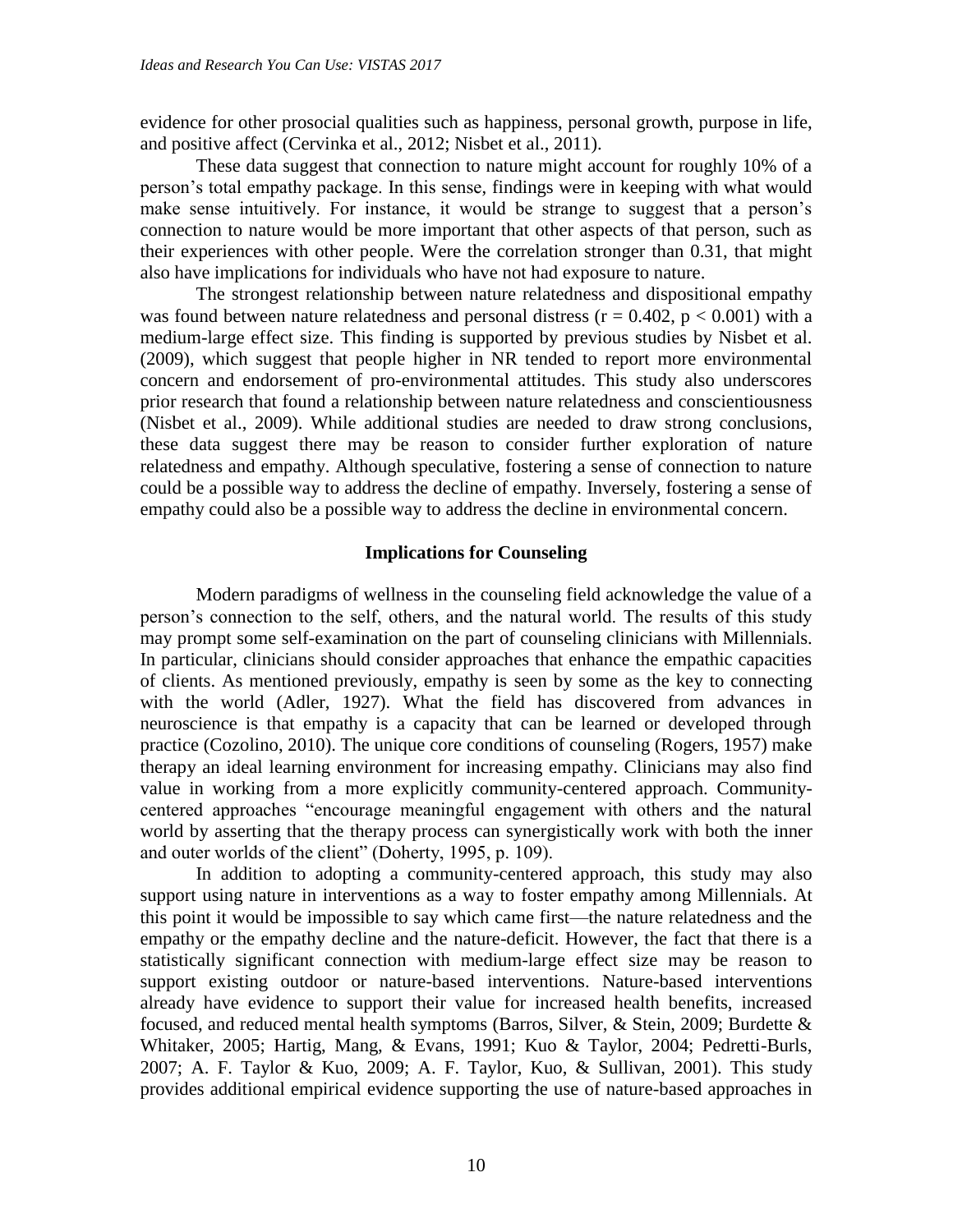evidence for other prosocial qualities such as happiness, personal growth, purpose in life, and positive affect (Cervinka et al., 2012; Nisbet et al., 2011).

These data suggest that connection to nature might account for roughly 10% of a person's total empathy package. In this sense, findings were in keeping with what would make sense intuitively. For instance, it would be strange to suggest that a person's connection to nature would be more important that other aspects of that person, such as their experiences with other people. Were the correlation stronger than 0.31, that might also have implications for individuals who have not had exposure to nature.

The strongest relationship between nature relatedness and dispositional empathy was found between nature relatedness and personal distress ($r = 0.402$, $p < 0.001$) with a medium-large effect size. This finding is supported by previous studies by Nisbet et al. (2009), which suggest that people higher in NR tended to report more environmental concern and endorsement of pro-environmental attitudes. This study also underscores prior research that found a relationship between nature relatedness and conscientiousness (Nisbet et al., 2009). While additional studies are needed to draw strong conclusions, these data suggest there may be reason to consider further exploration of nature relatedness and empathy. Although speculative, fostering a sense of connection to nature could be a possible way to address the decline of empathy. Inversely, fostering a sense of empathy could also be a possible way to address the decline in environmental concern.

## Implications for Counseling

Modern paradigms of wellness in the counseling field acknowledge the value of a person's connection to the self, others, and the natural world. The results of this study may prompt some self-examination on the part of counseling clinicians with Millennials. In particular, clinicians should consider approaches that enhance the empathic capacities of clients. As mentioned previously, empathy is seen by some as the key to connecting with the world (Adler, 1927). What the field has discovered from advances in neuroscience is that empathy is a capacity that can be learned or developed through practice (Cozolino, 2010). The unique core conditions of counseling (Rogers, 1957) make therapy an ideal learning environment for increasing empathy. Clinicians may also find value in working from a more explicitly community-centered approach. Community-centered approaches "encourage meaningful engagement with others and the natural world by asserting that the therapy process can synergistically work with both the inner and outer worlds of the client" (Doherty, 1995, p. 109).

In addition to adopting a community-centered approach, this study may also support using nature in interventions as a way to foster empathy among Millennials. At this point it would be impossible to say which came first—the nature relatedness and the empathy or the empathy decline and the nature-deficit. However, the fact that there is a statistically significant connection with medium-large effect size may be reason to support existing outdoor or nature-based interventions. Nature-based interventions already have evidence to support their value for increased health benefits, increased focused, and reduced mental health symptoms (Barros, Silver, & Stein, 2009; Burdette & Whitaker, 2005; Hartig, Mang, & Evans, 1991; Kuo & Taylor, 2004; Pedretti-Burls, 2007; A. F. Taylor & Kuo, 2009; A. F. Taylor, Kuo, & Sullivan, 2001). This study provides additional empirical evidence supporting the use of nature-based approaches in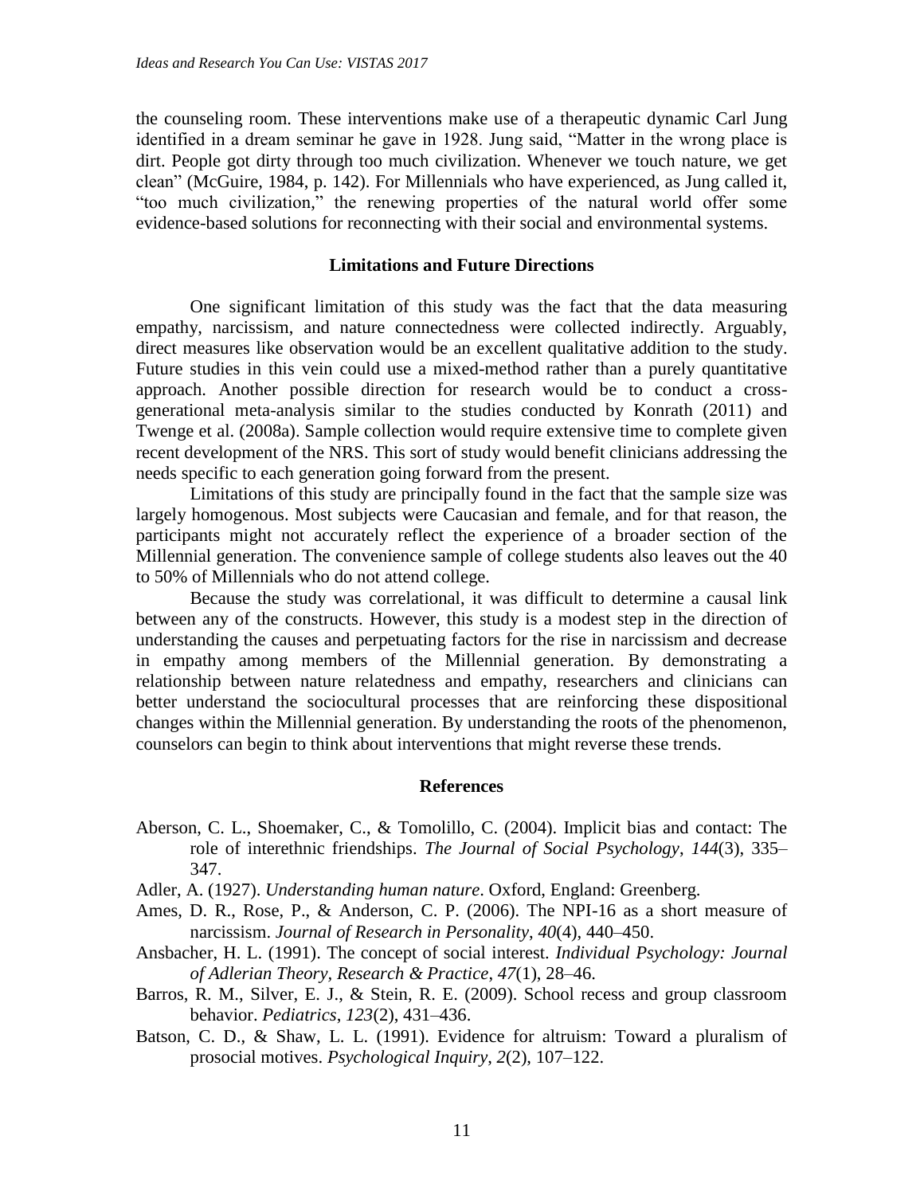the counseling room. These interventions make use of a therapeutic dynamic Carl Jung identified in a dream seminar he gave in 1928. Jung said, "Matter in the wrong place is dirt. People got dirty through too much civilization. Whenever we touch nature, we get clean" (McGuire, 1984, p. 142). For Millennials who have experienced, as Jung called it, "too much civilization," the renewing properties of the natural world offer some evidence-based solutions for reconnecting with their social and environmental systems.

## Limitations and Future Directions

One significant limitation of this study was the fact that the data measuring empathy, narcissism, and nature connectedness were collected indirectly. Arguably, direct measures like observation would be an excellent qualitative addition to the study. Future studies in this vein could use a mixed-method rather than a purely quantitative approach. Another possible direction for research would be to conduct a cross-generational meta-analysis similar to the studies conducted by Konrath (2011) and Twenge et al. (2008a). Sample collection would require extensive time to complete given recent development of the NRS. This sort of study would benefit clinicians addressing the needs specific to each generation going forward from the present.

Limitations of this study are principally found in the fact that the sample size was largely homogenous. Most subjects were Caucasian and female, and for that reason, the participants might not accurately reflect the experience of a broader section of the Millennial generation. The convenience sample of college students also leaves out the 40 to 50% of Millennials who do not attend college.

Because the study was correlational, it was difficult to determine a causal link between any of the constructs. However, this study is a modest step in the direction of understanding the causes and perpetuating factors for the rise in narcissism and decrease in empathy among members of the Millennial generation. By demonstrating a relationship between nature relatedness and empathy, researchers and clinicians can better understand the sociocultural processes that are reinforcing these dispositional changes within the Millennial generation. By understanding the roots of the phenomenon, counselors can begin to think about interventions that might reverse these trends.

## References

Aberson, C. L., Shoemaker, C., & Tomolillo, C. (2004). Implicit bias and contact: The role of interethnic friendships. *The Journal of Social Psychology*, *144*(3), 335–347.

Adler, A. (1927). *Understanding human nature*. Oxford, England: Greenberg.

Ames, D. R., Rose, P., & Anderson, C. P. (2006). The NPI-16 as a short measure of narcissism. *Journal of Research in Personality*, *40*(4), 440–450.

Ansbacher, H. L. (1991). The concept of social interest. *Individual Psychology: Journal of Adlerian Theory, Research & Practice*, *47*(1), 28–46.

Barros, R. M., Silver, E. J., & Stein, R. E. (2009). School recess and group classroom behavior. *Pediatrics*, *123*(2), 431–436.

Batson, C. D., & Shaw, L. L. (1991). Evidence for altruism: Toward a pluralism of prosocial motives. *Psychological Inquiry*, *2*(2), 107–122.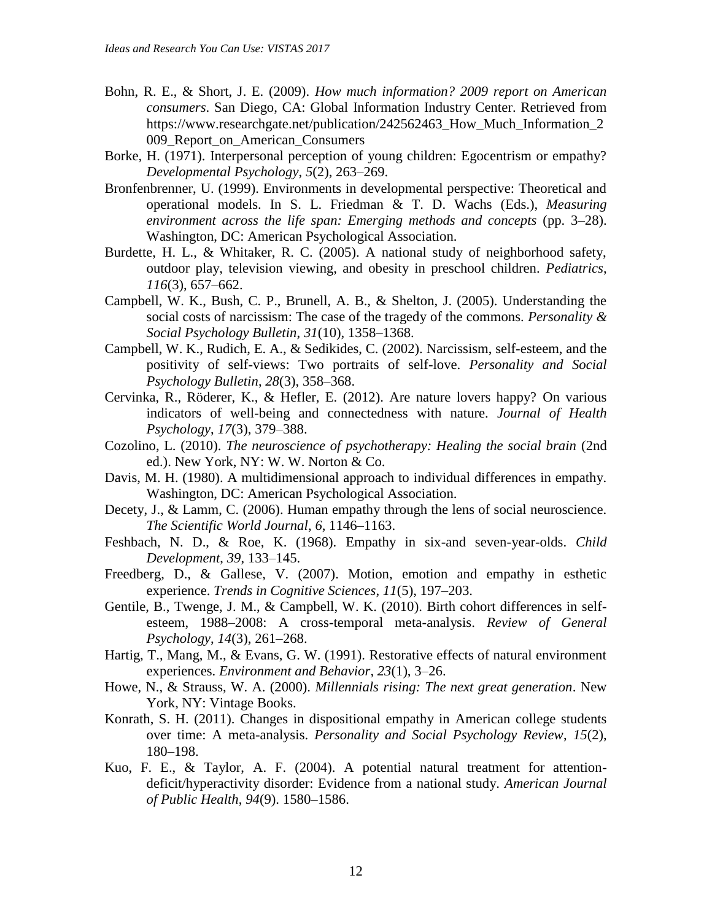Bohn, R. E., & Short, J. E. (2009). *How much information? 2009 report on American consumers*. San Diego, CA: Global Information Industry Center. Retrieved from https://www.researchgate.net/publication/242562463_How_Much_Information_2009_Report_on_American_Consumers

Borke, H. (1971). Interpersonal perception of young children: Egocentrism or empathy? *Developmental Psychology*, *5*(2), 263–269.

Bronfenbrenner, U. (1999). Environments in developmental perspective: Theoretical and operational models. In S. L. Friedman & T. D. Wachs (Eds.), *Measuring environment across the life span: Emerging methods and concepts* (pp. 3–28). Washington, DC: American Psychological Association.

Burdette, H. L., & Whitaker, R. C. (2005). A national study of neighborhood safety, outdoor play, television viewing, and obesity in preschool children. *Pediatrics*, *116*(3), 657–662.

Campbell, W. K., Bush, C. P., Brunell, A. B., & Shelton, J. (2005). Understanding the social costs of narcissism: The case of the tragedy of the commons. *Personality & Social Psychology Bulletin*, *31*(10), 1358–1368.

Campbell, W. K., Rudich, E. A., & Sedikides, C. (2002). Narcissism, self-esteem, and the positivity of self-views: Two portraits of self-love. *Personality and Social Psychology Bulletin*, *28*(3), 358–368.

Cervinka, R., Röderer, K., & Hefler, E. (2012). Are nature lovers happy? On various indicators of well-being and connectedness with nature. *Journal of Health Psychology*, *17*(3), 379–388.

Cozolino, L. (2010). *The neuroscience of psychotherapy: Healing the social brain* (2nd ed.). New York, NY: W. W. Norton & Co.

Davis, M. H. (1980). A multidimensional approach to individual differences in empathy. Washington, DC: American Psychological Association.

Decety, J., & Lamm, C. (2006). Human empathy through the lens of social neuroscience. *The Scientific World Journal*, *6*, 1146–1163.

Feshbach, N. D., & Roe, K. (1968). Empathy in six-and seven-year-olds. *Child Development*, *39*, 133–145.

Freedberg, D., & Gallese, V. (2007). Motion, emotion and empathy in esthetic experience. *Trends in Cognitive Sciences*, *11*(5), 197–203.

Gentile, B., Twenge, J. M., & Campbell, W. K. (2010). Birth cohort differences in self-esteem, 1988–2008: A cross-temporal meta-analysis. *Review of General Psychology*, *14*(3), 261–268.

Hartig, T., Mang, M., & Evans, G. W. (1991). Restorative effects of natural environment experiences. *Environment and Behavior*, *23*(1), 3–26.

Howe, N., & Strauss, W. A. (2000). *Millennials rising: The next great generation*. New York, NY: Vintage Books.

Konrath, S. H. (2011). Changes in dispositional empathy in American college students over time: A meta-analysis. *Personality and Social Psychology Review*, *15*(2), 180–198.

Kuo, F. E., & Taylor, A. F. (2004). A potential natural treatment for attention-deficit/hyperactivity disorder: Evidence from a national study. *American Journal of Public Health*, *94*(9). 1580–1586.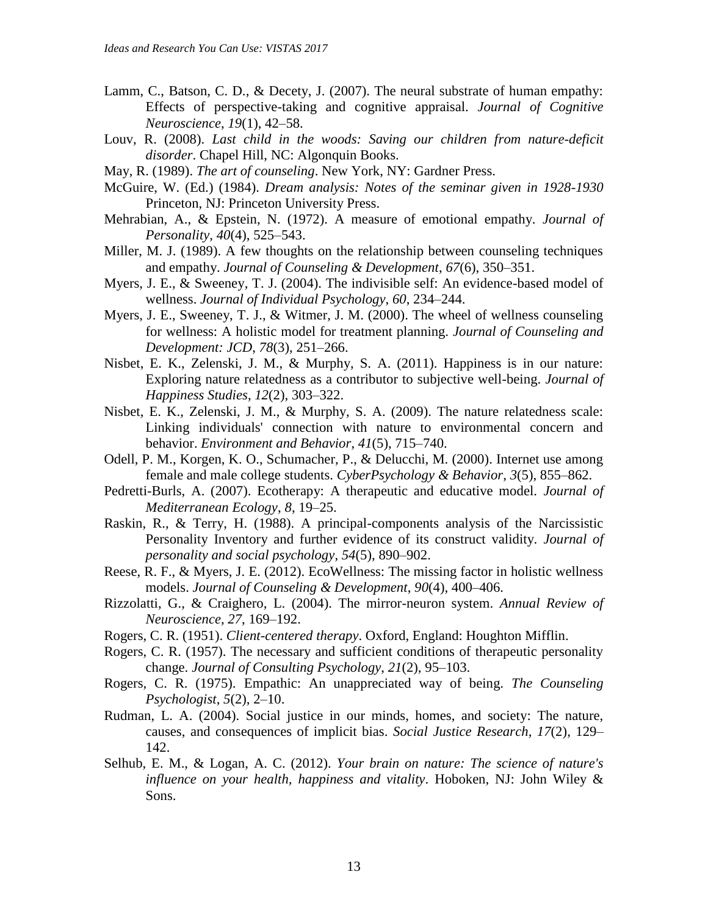Lamm, C., Batson, C. D., & Decety, J. (2007). The neural substrate of human empathy: Effects of perspective-taking and cognitive appraisal. *Journal of Cognitive Neuroscience*, *19*(1), 42–58.

Louv, R. (2008). *Last child in the woods: Saving our children from nature-deficit disorder*. Chapel Hill, NC: Algonquin Books.

May, R. (1989). *The art of counseling*. New York, NY: Gardner Press.

McGuire, W. (Ed.) (1984). *Dream analysis: Notes of the seminar given in 1928-1930* Princeton, NJ: Princeton University Press.

Mehrabian, A., & Epstein, N. (1972). A measure of emotional empathy. *Journal of Personality*, *40*(4), 525–543.

Miller, M. J. (1989). A few thoughts on the relationship between counseling techniques and empathy. *Journal of Counseling & Development*, *67*(6), 350–351.

Myers, J. E., & Sweeney, T. J. (2004). The indivisible self: An evidence-based model of wellness. *Journal of Individual Psychology*, *60*, 234–244.

Myers, J. E., Sweeney, T. J., & Witmer, J. M. (2000). The wheel of wellness counseling for wellness: A holistic model for treatment planning. *Journal of Counseling and Development: JCD*, *78*(3), 251–266.

Nisbet, E. K., Zelenski, J. M., & Murphy, S. A. (2011). Happiness is in our nature: Exploring nature relatedness as a contributor to subjective well-being. *Journal of Happiness Studies*, *12*(2), 303–322.

Nisbet, E. K., Zelenski, J. M., & Murphy, S. A. (2009). The nature relatedness scale: Linking individuals' connection with nature to environmental concern and behavior. *Environment and Behavior*, *41*(5), 715–740.

Odell, P. M., Korgen, K. O., Schumacher, P., & Delucchi, M. (2000). Internet use among female and male college students. *CyberPsychology & Behavior*, *3*(5), 855–862.

Pedretti-Burls, A. (2007). Ecotherapy: A therapeutic and educative model. *Journal of Mediterranean Ecology*, *8*, 19–25.

Raskin, R., & Terry, H. (1988). A principal-components analysis of the Narcissistic Personality Inventory and further evidence of its construct validity. *Journal of personality and social psychology*, *54*(5), 890–902.

Reese, R. F., & Myers, J. E. (2012). EcoWellness: The missing factor in holistic wellness models. *Journal of Counseling & Development*, *90*(4), 400–406.

Rizzolatti, G., & Craighero, L. (2004). The mirror-neuron system. *Annual Review of Neuroscience*, *27*, 169–192.

Rogers, C. R. (1951). *Client-centered therapy*. Oxford, England: Houghton Mifflin.

Rogers, C. R. (1957). The necessary and sufficient conditions of therapeutic personality change. *Journal of Consulting Psychology*, *21*(2), 95–103.

Rogers, C. R. (1975). Empathic: An unappreciated way of being. *The Counseling Psychologist*, *5*(2), 2–10.

Rudman, L. A. (2004). Social justice in our minds, homes, and society: The nature, causes, and consequences of implicit bias. *Social Justice Research*, *17*(2), 129–142.

Selhub, E. M., & Logan, A. C. (2012). *Your brain on nature: The science of nature's influence on your health, happiness and vitality*. Hoboken, NJ: John Wiley & Sons.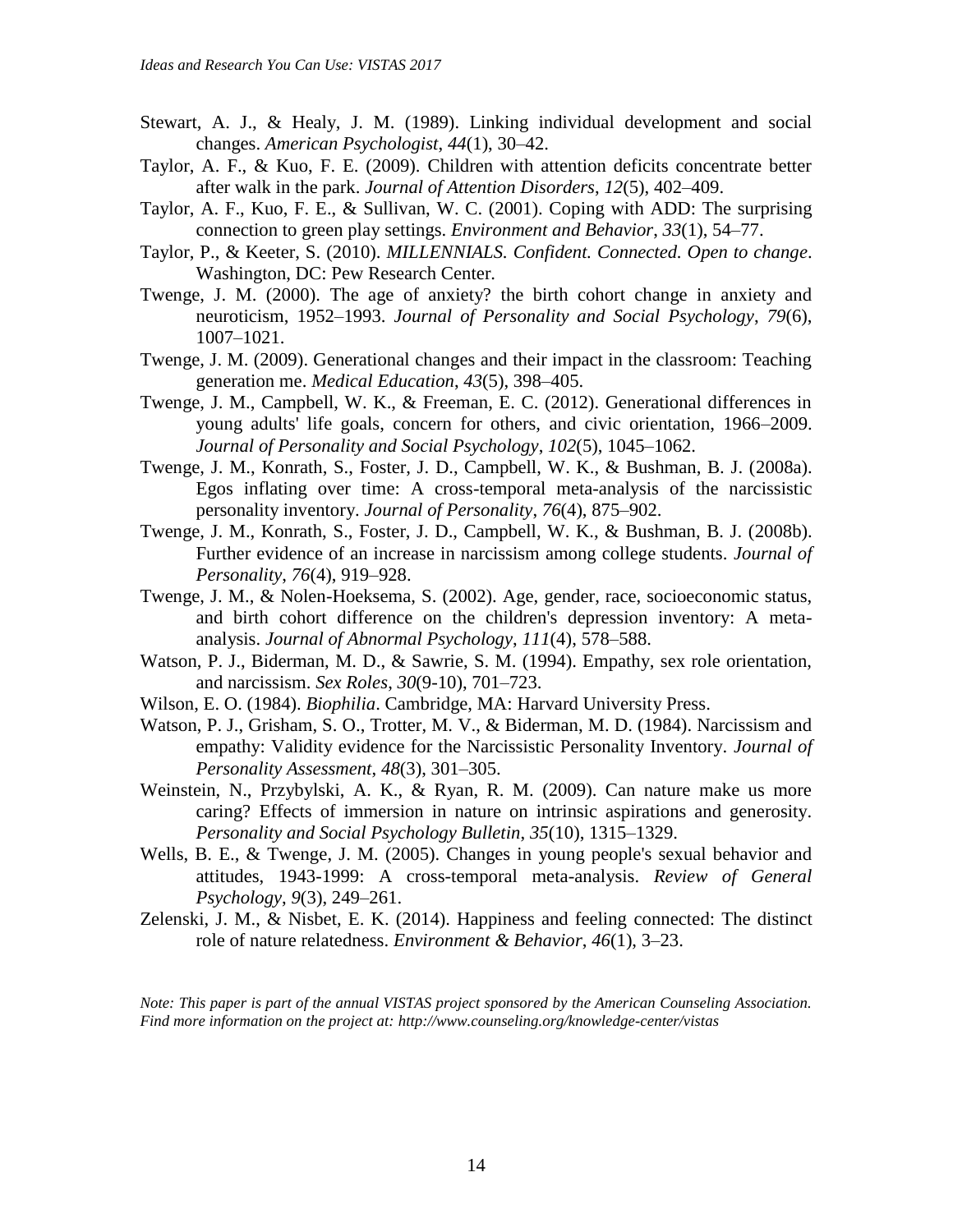Stewart, A. J., & Healy, J. M. (1989). Linking individual development and social changes. *American Psychologist*, *44*(1), 30–42.

Taylor, A. F., & Kuo, F. E. (2009). Children with attention deficits concentrate better after walk in the park. *Journal of Attention Disorders*, *12*(5), 402–409.

Taylor, A. F., Kuo, F. E., & Sullivan, W. C. (2001). Coping with ADD: The surprising connection to green play settings. *Environment and Behavior*, *33*(1), 54–77.

Taylor, P., & Keeter, S. (2010). *MILLENNIALS. Confident. Connected. Open to change*. Washington, DC: Pew Research Center.

Twenge, J. M. (2000). The age of anxiety? the birth cohort change in anxiety and neuroticism, 1952–1993. *Journal of Personality and Social Psychology*, *79*(6), 1007–1021.

Twenge, J. M. (2009). Generational changes and their impact in the classroom: Teaching generation me. *Medical Education*, *43*(5), 398–405.

Twenge, J. M., Campbell, W. K., & Freeman, E. C. (2012). Generational differences in young adults' life goals, concern for others, and civic orientation, 1966–2009. *Journal of Personality and Social Psychology*, *102*(5), 1045–1062.

Twenge, J. M., Konrath, S., Foster, J. D., Campbell, W. K., & Bushman, B. J. (2008a). Egos inflating over time: A cross-temporal meta-analysis of the narcissistic personality inventory. *Journal of Personality*, *76*(4), 875–902.

Twenge, J. M., Konrath, S., Foster, J. D., Campbell, W. K., & Bushman, B. J. (2008b). Further evidence of an increase in narcissism among college students. *Journal of Personality*, *76*(4), 919–928.

Twenge, J. M., & Nolen-Hoeksema, S. (2002). Age, gender, race, socioeconomic status, and birth cohort difference on the children's depression inventory: A meta-analysis. *Journal of Abnormal Psychology*, *111*(4), 578–588.

Watson, P. J., Biderman, M. D., & Sawrie, S. M. (1994). Empathy, sex role orientation, and narcissism. *Sex Roles*, *30*(9-10), 701–723.

Wilson, E. O. (1984). *Biophilia*. Cambridge, MA: Harvard University Press.

Watson, P. J., Grisham, S. O., Trotter, M. V., & Biderman, M. D. (1984). Narcissism and empathy: Validity evidence for the Narcissistic Personality Inventory. *Journal of Personality Assessment*, *48*(3), 301–305.

Weinstein, N., Przybylski, A. K., & Ryan, R. M. (2009). Can nature make us more caring? Effects of immersion in nature on intrinsic aspirations and generosity. *Personality and Social Psychology Bulletin*, *35*(10), 1315–1329.

Wells, B. E., & Twenge, J. M. (2005). Changes in young people's sexual behavior and attitudes, 1943-1999: A cross-temporal meta-analysis. *Review of General Psychology*, *9*(3), 249–261.

Zelenski, J. M., & Nisbet, E. K. (2014). Happiness and feeling connected: The distinct role of nature relatedness. *Environment & Behavior*, *46*(1), 3–23.

*Note: This paper is part of the annual VISTAS project sponsored by the American Counseling Association. Find more information on the project at: http://www.counseling.org/knowledge-center/vistas*